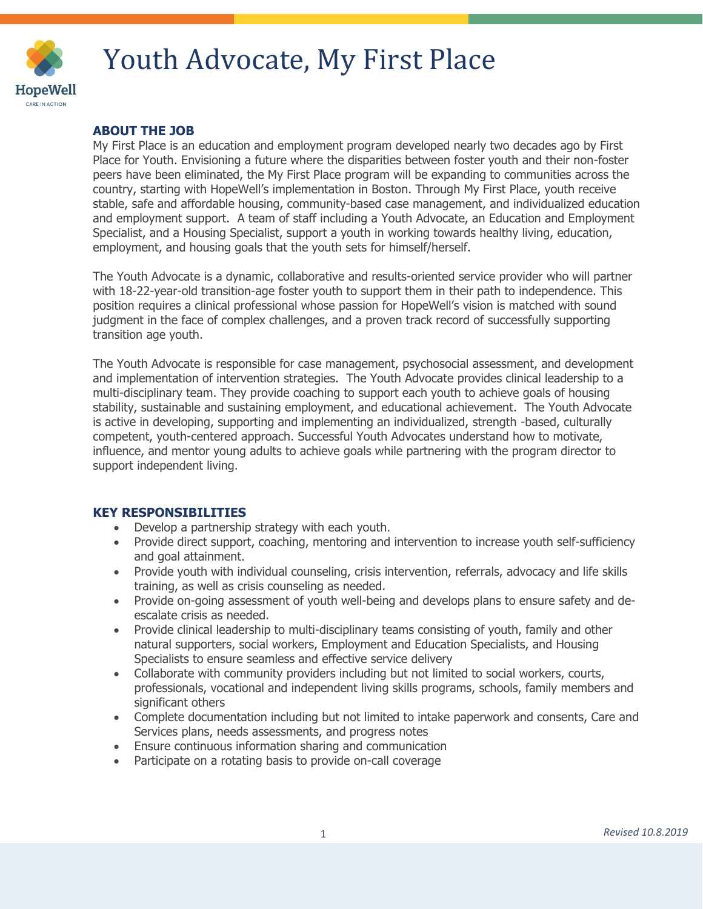# Youth Advocate, My First Place

HopeWell
CARE IN ACTION

## ABOUT THE JOB

My First Place is an education and employment program developed nearly two decades ago by First Place for Youth. Envisioning a future where the disparities between foster youth and their non-foster peers have been eliminated, the My First Place program will be expanding to communities across the country, starting with HopeWell's implementation in Boston. Through My First Place, youth receive stable, safe and affordable housing, community-based case management, and individualized education and employment support. A team of staff including a Youth Advocate, an Education and Employment Specialist, and a Housing Specialist, support a youth in working towards healthy living, education, employment, and housing goals that the youth sets for himself/herself.

The Youth Advocate is a dynamic, collaborative and results-oriented service provider who will partner with 18-22-year-old transition-age foster youth to support them in their path to independence. This position requires a clinical professional whose passion for HopeWell's vision is matched with sound judgment in the face of complex challenges, and a proven track record of successfully supporting transition age youth.

The Youth Advocate is responsible for case management, psychosocial assessment, and development and implementation of intervention strategies. The Youth Advocate provides clinical leadership to a multi-disciplinary team. They provide coaching to support each youth to achieve goals of housing stability, sustainable and sustaining employment, and educational achievement. The Youth Advocate is active in developing, supporting and implementing an individualized, strength -based, culturally competent, youth-centered approach. Successful Youth Advocates understand how to motivate, influence, and mentor young adults to achieve goals while partnering with the program director to support independent living.

## KEY RESPONSIBILITIES

- Develop a partnership strategy with each youth.
- Provide direct support, coaching, mentoring and intervention to increase youth self-sufficiency and goal attainment.
- Provide youth with individual counseling, crisis intervention, referrals, advocacy and life skills training, as well as crisis counseling as needed.
- Provide on-going assessment of youth well-being and develops plans to ensure safety and de-escalate crisis as needed.
- Provide clinical leadership to multi-disciplinary teams consisting of youth, family and other natural supporters, social workers, Employment and Education Specialists, and Housing Specialists to ensure seamless and effective service delivery
- Collaborate with community providers including but not limited to social workers, courts, professionals, vocational and independent living skills programs, schools, family members and significant others
- Complete documentation including but not limited to intake paperwork and consents, Care and Services plans, needs assessments, and progress notes
- Ensure continuous information sharing and communication
- Participate on a rotating basis to provide on-call coverage

*Revised 10.8.2019*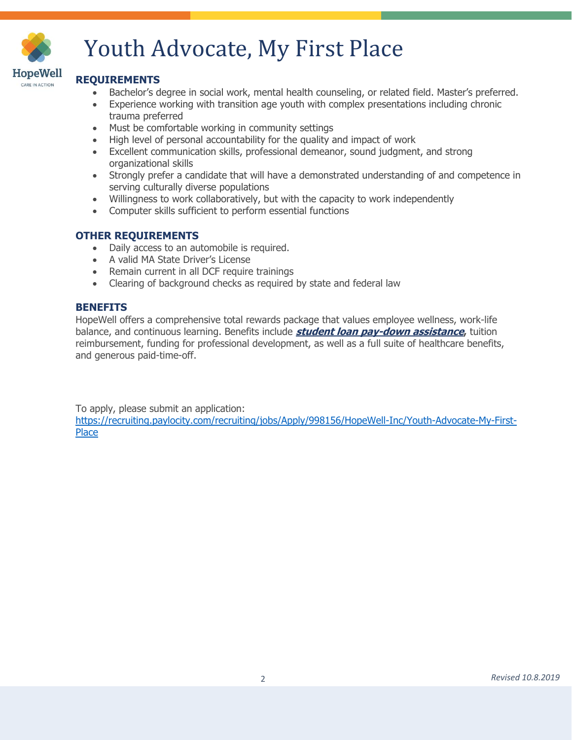# Youth Advocate, My First Place

## REQUIREMENTS

- Bachelor's degree in social work, mental health counseling, or related field. Master's preferred.
- Experience working with transition age youth with complex presentations including chronic trauma preferred
- Must be comfortable working in community settings
- High level of personal accountability for the quality and impact of work
- Excellent communication skills, professional demeanor, sound judgment, and strong organizational skills
- Strongly prefer a candidate that will have a demonstrated understanding of and competence in serving culturally diverse populations
- Willingness to work collaboratively, but with the capacity to work independently
- Computer skills sufficient to perform essential functions

## OTHER REQUIREMENTS

- Daily access to an automobile is required.
- A valid MA State Driver's License
- Remain current in all DCF require trainings
- Clearing of background checks as required by state and federal law

## BENEFITS

HopeWell offers a comprehensive total rewards package that values employee wellness, work-life balance, and continuous learning. Benefits include ***student loan pay-down assistance***, tuition reimbursement, funding for professional development, as well as a full suite of healthcare benefits, and generous paid-time-off.

To apply, please submit an application:
https://recruiting.paylocity.com/recruiting/jobs/Apply/998156/HopeWell-Inc/Youth-Advocate-My-First-Place

*Revised 10.8.2019*